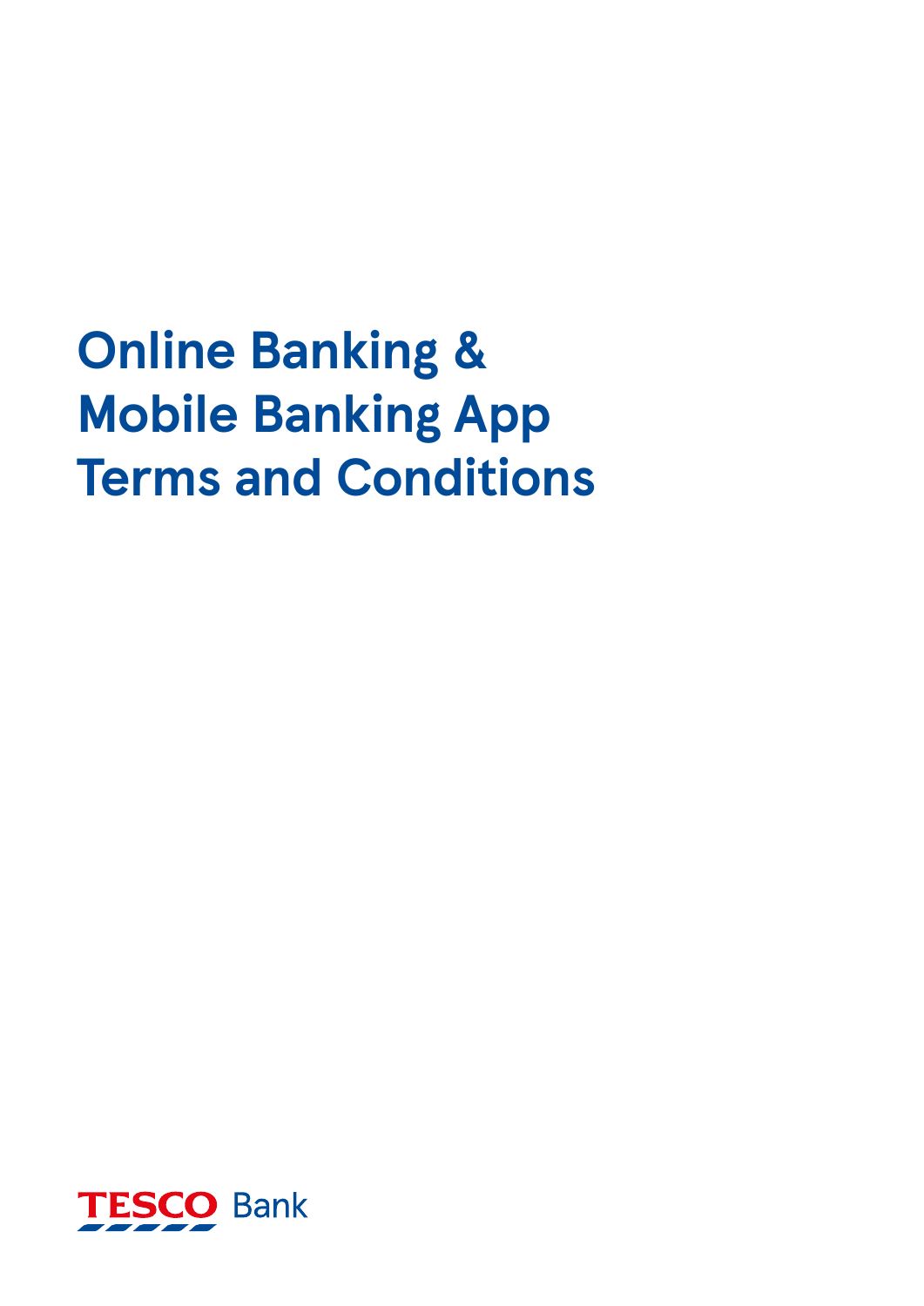# Online Banking & Mobile Banking App Terms and Conditions

TESCO Bank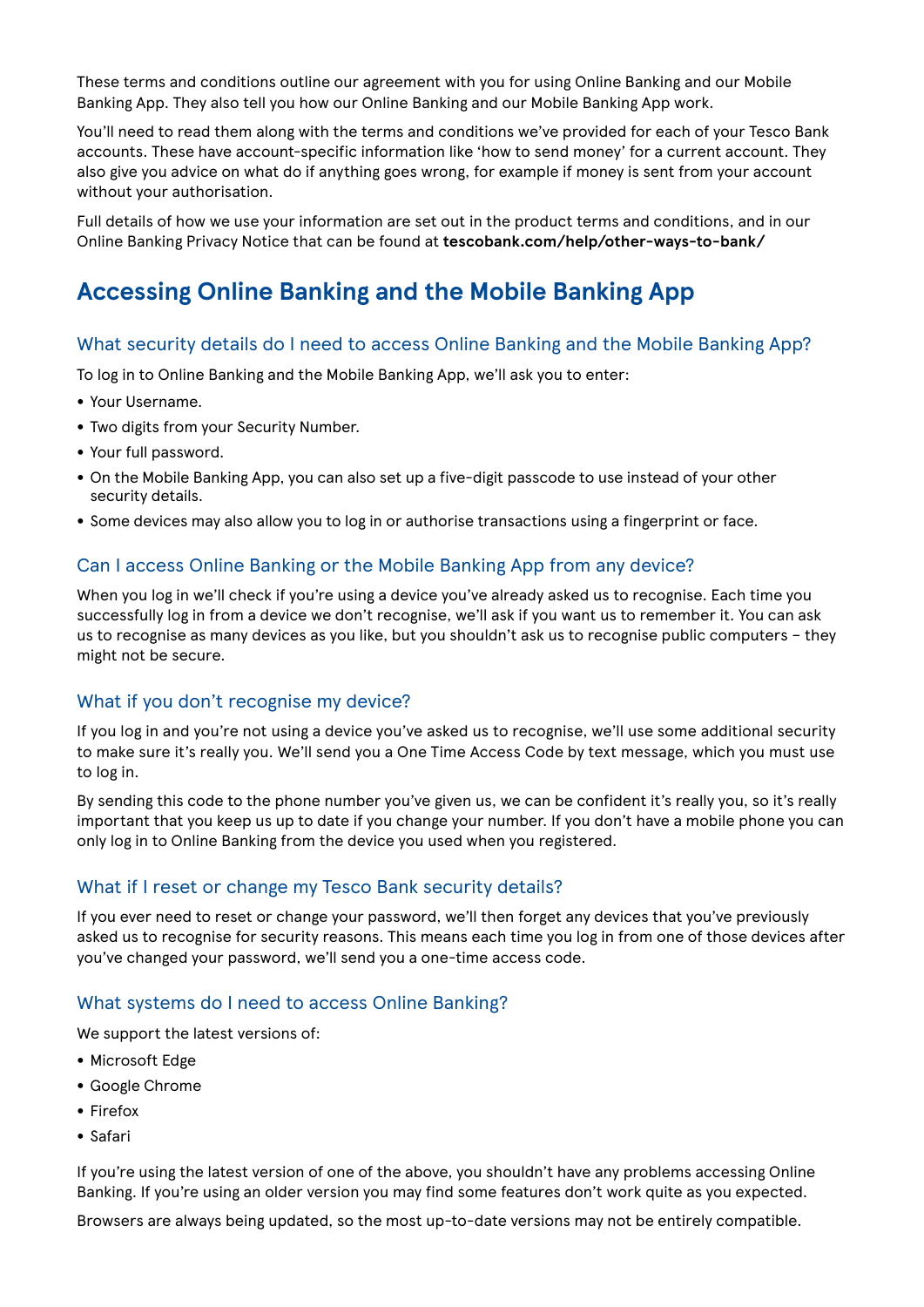These terms and conditions outline our agreement with you for using Online Banking and our Mobile Banking App. They also tell you how our Online Banking and our Mobile Banking App work.

You'll need to read them along with the terms and conditions we've provided for each of your Tesco Bank accounts. These have account-specific information like 'how to send money' for a current account. They also give you advice on what do if anything goes wrong, for example if money is sent from your account without your authorisation.

Full details of how we use your information are set out in the product terms and conditions, and in our Online Banking Privacy Notice that can be found at **tescobank.com/help/other-ways-to-bank/**

## Accessing Online Banking and the Mobile Banking App

### What security details do I need to access Online Banking and the Mobile Banking App?

To log in to Online Banking and the Mobile Banking App, we'll ask you to enter:

- Your Username.
- Two digits from your Security Number.
- Your full password.
- On the Mobile Banking App, you can also set up a five-digit passcode to use instead of your other security details.
- Some devices may also allow you to log in or authorise transactions using a fingerprint or face.

### Can I access Online Banking or the Mobile Banking App from any device?

When you log in we'll check if you're using a device you've already asked us to recognise. Each time you successfully log in from a device we don't recognise, we'll ask if you want us to remember it. You can ask us to recognise as many devices as you like, but you shouldn't ask us to recognise public computers – they might not be secure.

### What if you don't recognise my device?

If you log in and you're not using a device you've asked us to recognise, we'll use some additional security to make sure it's really you. We'll send you a One Time Access Code by text message, which you must use to log in.

By sending this code to the phone number you've given us, we can be confident it's really you, so it's really important that you keep us up to date if you change your number. If you don't have a mobile phone you can only log in to Online Banking from the device you used when you registered.

### What if I reset or change my Tesco Bank security details?

If you ever need to reset or change your password, we'll then forget any devices that you've previously asked us to recognise for security reasons. This means each time you log in from one of those devices after you've changed your password, we'll send you a one-time access code.

### What systems do I need to access Online Banking?

We support the latest versions of:

- Microsoft Edge
- Google Chrome
- Firefox
- Safari

If you're using the latest version of one of the above, you shouldn't have any problems accessing Online Banking. If you're using an older version you may find some features don't work quite as you expected.

Browsers are always being updated, so the most up-to-date versions may not be entirely compatible.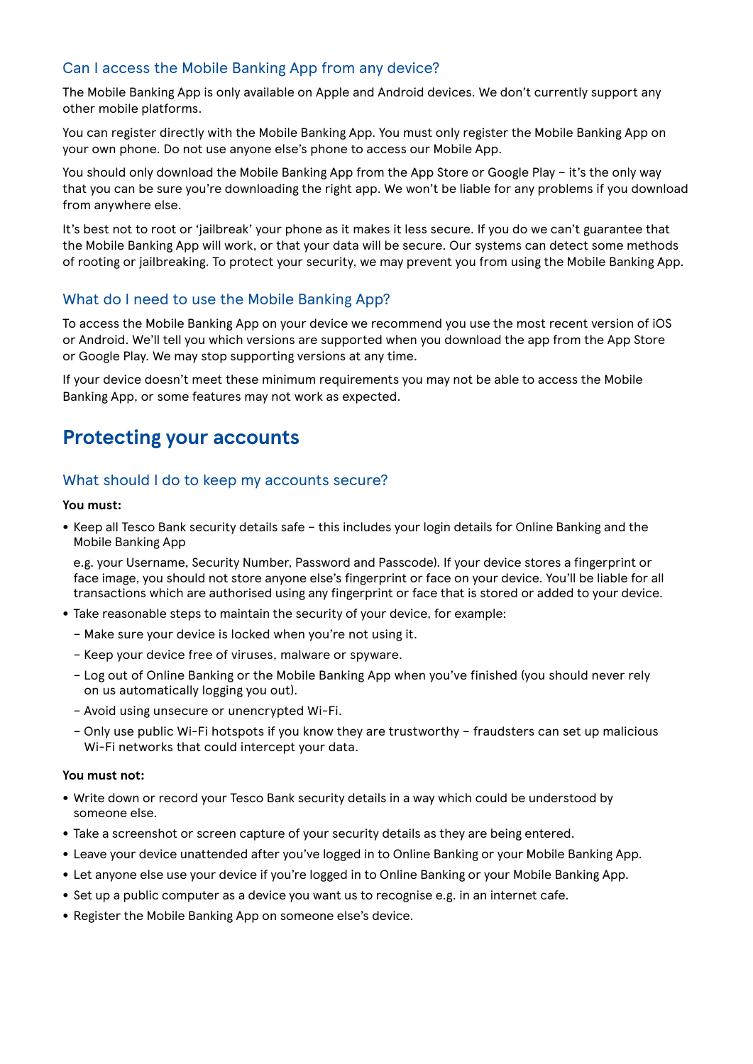### Can I access the Mobile Banking App from any device?

The Mobile Banking App is only available on Apple and Android devices. We don't currently support any other mobile platforms.

You can register directly with the Mobile Banking App. You must only register the Mobile Banking App on your own phone. Do not use anyone else's phone to access our Mobile App.

You should only download the Mobile Banking App from the App Store or Google Play – it's the only way that you can be sure you're downloading the right app. We won't be liable for any problems if you download from anywhere else.

It's best not to root or 'jailbreak' your phone as it makes it less secure. If you do we can't guarantee that the Mobile Banking App will work, or that your data will be secure. Our systems can detect some methods of rooting or jailbreaking. To protect your security, we may prevent you from using the Mobile Banking App.

### What do I need to use the Mobile Banking App?

To access the Mobile Banking App on your device we recommend you use the most recent version of iOS or Android. We'll tell you which versions are supported when you download the app from the App Store or Google Play. We may stop supporting versions at any time.

If your device doesn't meet these minimum requirements you may not be able to access the Mobile Banking App, or some features may not work as expected.

## Protecting your accounts

### What should I do to keep my accounts secure?

**You must:**

- Keep all Tesco Bank security details safe – this includes your login details for Online Banking and the Mobile Banking App

  e.g. your Username, Security Number, Password and Passcode). If your device stores a fingerprint or face image, you should not store anyone else's fingerprint or face on your device. You'll be liable for all transactions which are authorised using any fingerprint or face that is stored or added to your device.
- Take reasonable steps to maintain the security of your device, for example:
  - Make sure your device is locked when you're not using it.
  - Keep your device free of viruses, malware or spyware.
  - Log out of Online Banking or the Mobile Banking App when you've finished (you should never rely on us automatically logging you out).
  - Avoid using unsecure or unencrypted Wi-Fi.
  - Only use public Wi-Fi hotspots if you know they are trustworthy – fraudsters can set up malicious Wi-Fi networks that could intercept your data.

**You must not:**

- Write down or record your Tesco Bank security details in a way which could be understood by someone else.
- Take a screenshot or screen capture of your security details as they are being entered.
- Leave your device unattended after you've logged in to Online Banking or your Mobile Banking App.
- Let anyone else use your device if you're logged in to Online Banking or your Mobile Banking App.
- Set up a public computer as a device you want us to recognise e.g. in an internet cafe.
- Register the Mobile Banking App on someone else's device.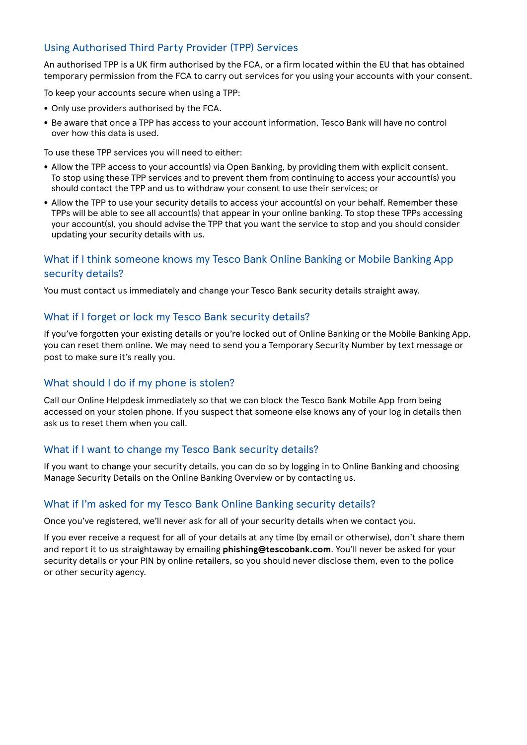## Using Authorised Third Party Provider (TPP) Services

An authorised TPP is a UK firm authorised by the FCA, or a firm located within the EU that has obtained temporary permission from the FCA to carry out services for you using your accounts with your consent.

To keep your accounts secure when using a TPP:

- Only use providers authorised by the FCA.
- Be aware that once a TPP has access to your account information, Tesco Bank will have no control over how this data is used.

To use these TPP services you will need to either:

- Allow the TPP access to your account(s) via Open Banking, by providing them with explicit consent. To stop using these TPP services and to prevent them from continuing to access your account(s) you should contact the TPP and us to withdraw your consent to use their services; or
- Allow the TPP to use your security details to access your account(s) on your behalf. Remember these TPPs will be able to see all account(s) that appear in your online banking. To stop these TPPs accessing your account(s), you should advise the TPP that you want the service to stop and you should consider updating your security details with us.

## What if I think someone knows my Tesco Bank Online Banking or Mobile Banking App security details?

You must contact us immediately and change your Tesco Bank security details straight away.

## What if I forget or lock my Tesco Bank security details?

If you've forgotten your existing details or you're locked out of Online Banking or the Mobile Banking App, you can reset them online. We may need to send you a Temporary Security Number by text message or post to make sure it's really you.

## What should I do if my phone is stolen?

Call our Online Helpdesk immediately so that we can block the Tesco Bank Mobile App from being accessed on your stolen phone. If you suspect that someone else knows any of your log in details then ask us to reset them when you call.

## What if I want to change my Tesco Bank security details?

If you want to change your security details, you can do so by logging in to Online Banking and choosing Manage Security Details on the Online Banking Overview or by contacting us.

## What if I'm asked for my Tesco Bank Online Banking security details?

Once you've registered, we'll never ask for all of your security details when we contact you.

If you ever receive a request for all of your details at any time (by email or otherwise), don't share them and report it to us straightaway by emailing **phishing@tescobank.com**. You'll never be asked for your security details or your PIN by online retailers, so you should never disclose them, even to the police or other security agency.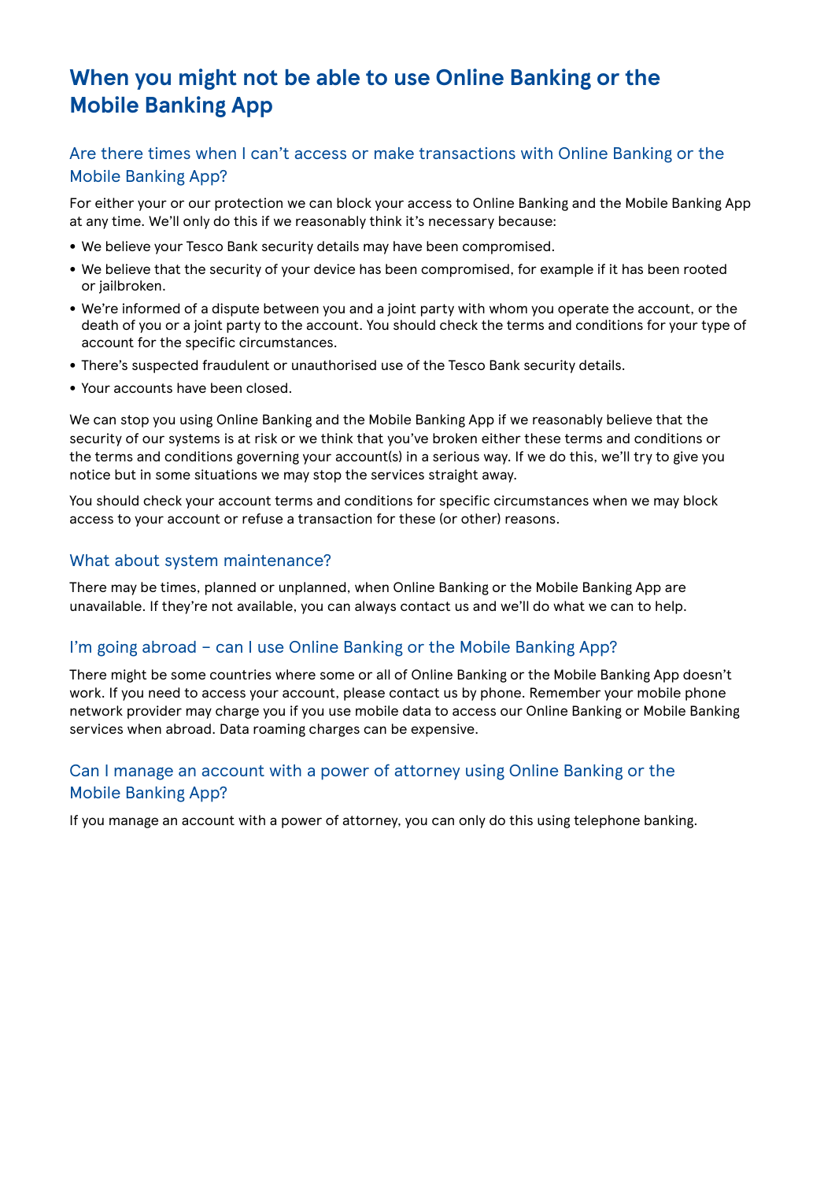## When you might not be able to use Online Banking or the Mobile Banking App

### Are there times when I can't access or make transactions with Online Banking or the Mobile Banking App?

For either your or our protection we can block your access to Online Banking and the Mobile Banking App at any time. We'll only do this if we reasonably think it's necessary because:

- We believe your Tesco Bank security details may have been compromised.
- We believe that the security of your device has been compromised, for example if it has been rooted or jailbroken.
- We're informed of a dispute between you and a joint party with whom you operate the account, or the death of you or a joint party to the account. You should check the terms and conditions for your type of account for the specific circumstances.
- There's suspected fraudulent or unauthorised use of the Tesco Bank security details.
- Your accounts have been closed.

We can stop you using Online Banking and the Mobile Banking App if we reasonably believe that the security of our systems is at risk or we think that you've broken either these terms and conditions or the terms and conditions governing your account(s) in a serious way. If we do this, we'll try to give you notice but in some situations we may stop the services straight away.

You should check your account terms and conditions for specific circumstances when we may block access to your account or refuse a transaction for these (or other) reasons.

### What about system maintenance?

There may be times, planned or unplanned, when Online Banking or the Mobile Banking App are unavailable. If they're not available, you can always contact us and we'll do what we can to help.

### I'm going abroad – can I use Online Banking or the Mobile Banking App?

There might be some countries where some or all of Online Banking or the Mobile Banking App doesn't work. If you need to access your account, please contact us by phone. Remember your mobile phone network provider may charge you if you use mobile data to access our Online Banking or Mobile Banking services when abroad. Data roaming charges can be expensive.

### Can I manage an account with a power of attorney using Online Banking or the Mobile Banking App?

If you manage an account with a power of attorney, you can only do this using telephone banking.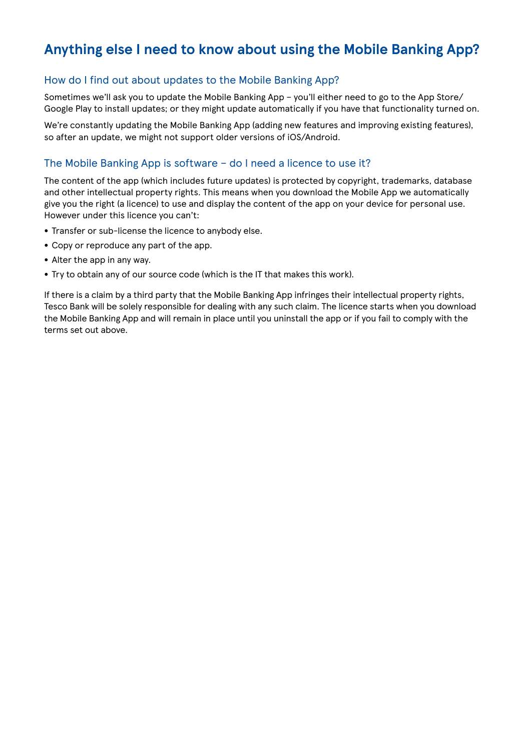# Anything else I need to know about using the Mobile Banking App?

## How do I find out about updates to the Mobile Banking App?

Sometimes we'll ask you to update the Mobile Banking App – you'll either need to go to the App Store/Google Play to install updates; or they might update automatically if you have that functionality turned on.

We're constantly updating the Mobile Banking App (adding new features and improving existing features), so after an update, we might not support older versions of iOS/Android.

## The Mobile Banking App is software – do I need a licence to use it?

The content of the app (which includes future updates) is protected by copyright, trademarks, database and other intellectual property rights. This means when you download the Mobile App we automatically give you the right (a licence) to use and display the content of the app on your device for personal use. However under this licence you can't:

- Transfer or sub-license the licence to anybody else.
- Copy or reproduce any part of the app.
- Alter the app in any way.
- Try to obtain any of our source code (which is the IT that makes this work).

If there is a claim by a third party that the Mobile Banking App infringes their intellectual property rights, Tesco Bank will be solely responsible for dealing with any such claim. The licence starts when you download the Mobile Banking App and will remain in place until you uninstall the app or if you fail to comply with the terms set out above.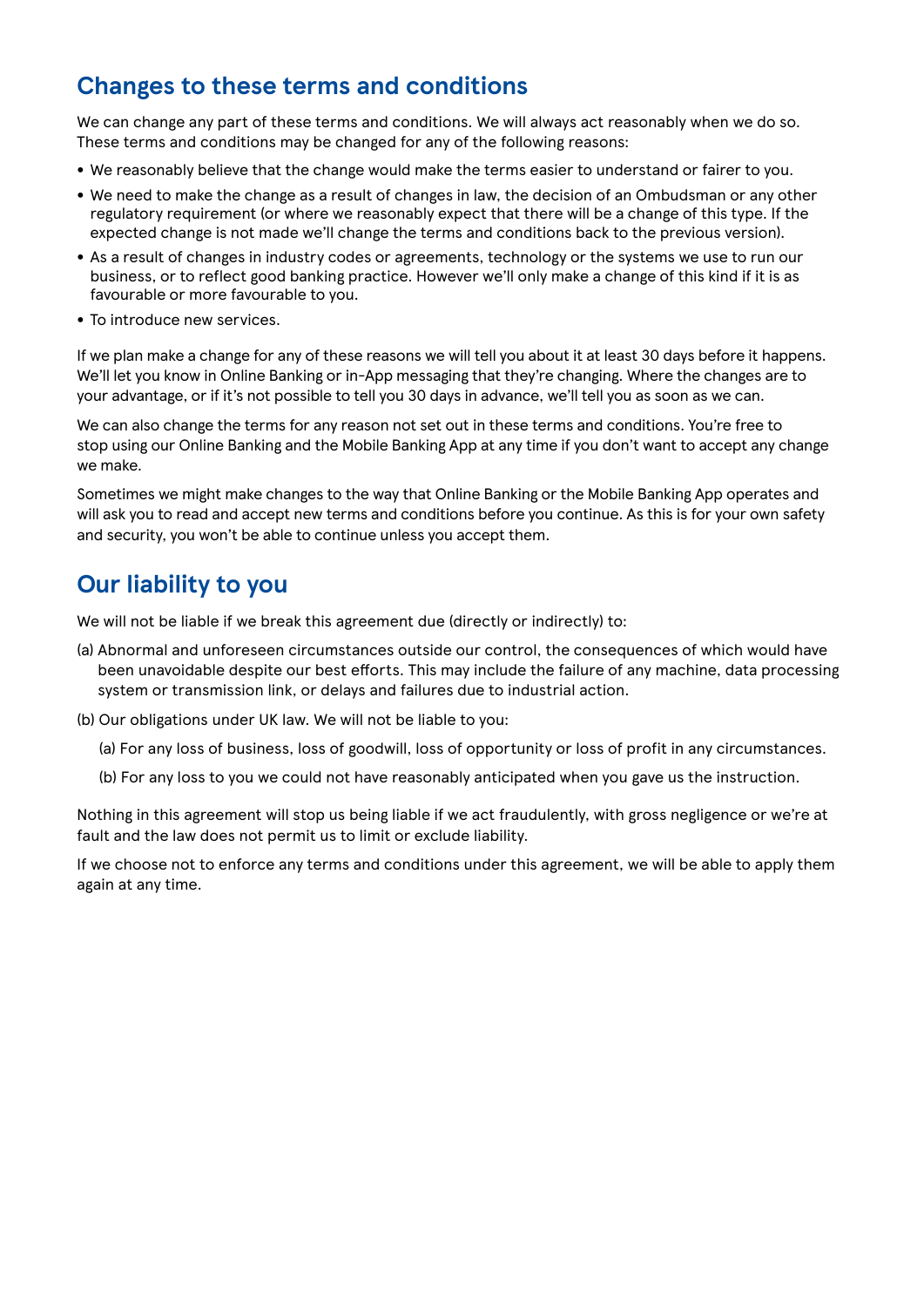## Changes to these terms and conditions

We can change any part of these terms and conditions. We will always act reasonably when we do so. These terms and conditions may be changed for any of the following reasons:

- We reasonably believe that the change would make the terms easier to understand or fairer to you.
- We need to make the change as a result of changes in law, the decision of an Ombudsman or any other regulatory requirement (or where we reasonably expect that there will be a change of this type. If the expected change is not made we'll change the terms and conditions back to the previous version).
- As a result of changes in industry codes or agreements, technology or the systems we use to run our business, or to reflect good banking practice. However we'll only make a change of this kind if it is as favourable or more favourable to you.
- To introduce new services.

If we plan make a change for any of these reasons we will tell you about it at least 30 days before it happens. We'll let you know in Online Banking or in-App messaging that they're changing. Where the changes are to your advantage, or if it's not possible to tell you 30 days in advance, we'll tell you as soon as we can.

We can also change the terms for any reason not set out in these terms and conditions. You're free to stop using our Online Banking and the Mobile Banking App at any time if you don't want to accept any change we make.

Sometimes we might make changes to the way that Online Banking or the Mobile Banking App operates and will ask you to read and accept new terms and conditions before you continue. As this is for your own safety and security, you won't be able to continue unless you accept them.

## Our liability to you

We will not be liable if we break this agreement due (directly or indirectly) to:

(a) Abnormal and unforeseen circumstances outside our control, the consequences of which would have been unavoidable despite our best efforts. This may include the failure of any machine, data processing system or transmission link, or delays and failures due to industrial action.

(b) Our obligations under UK law. We will not be liable to you:

   (a) For any loss of business, loss of goodwill, loss of opportunity or loss of profit in any circumstances.

   (b) For any loss to you we could not have reasonably anticipated when you gave us the instruction.

Nothing in this agreement will stop us being liable if we act fraudulently, with gross negligence or we're at fault and the law does not permit us to limit or exclude liability.

If we choose not to enforce any terms and conditions under this agreement, we will be able to apply them again at any time.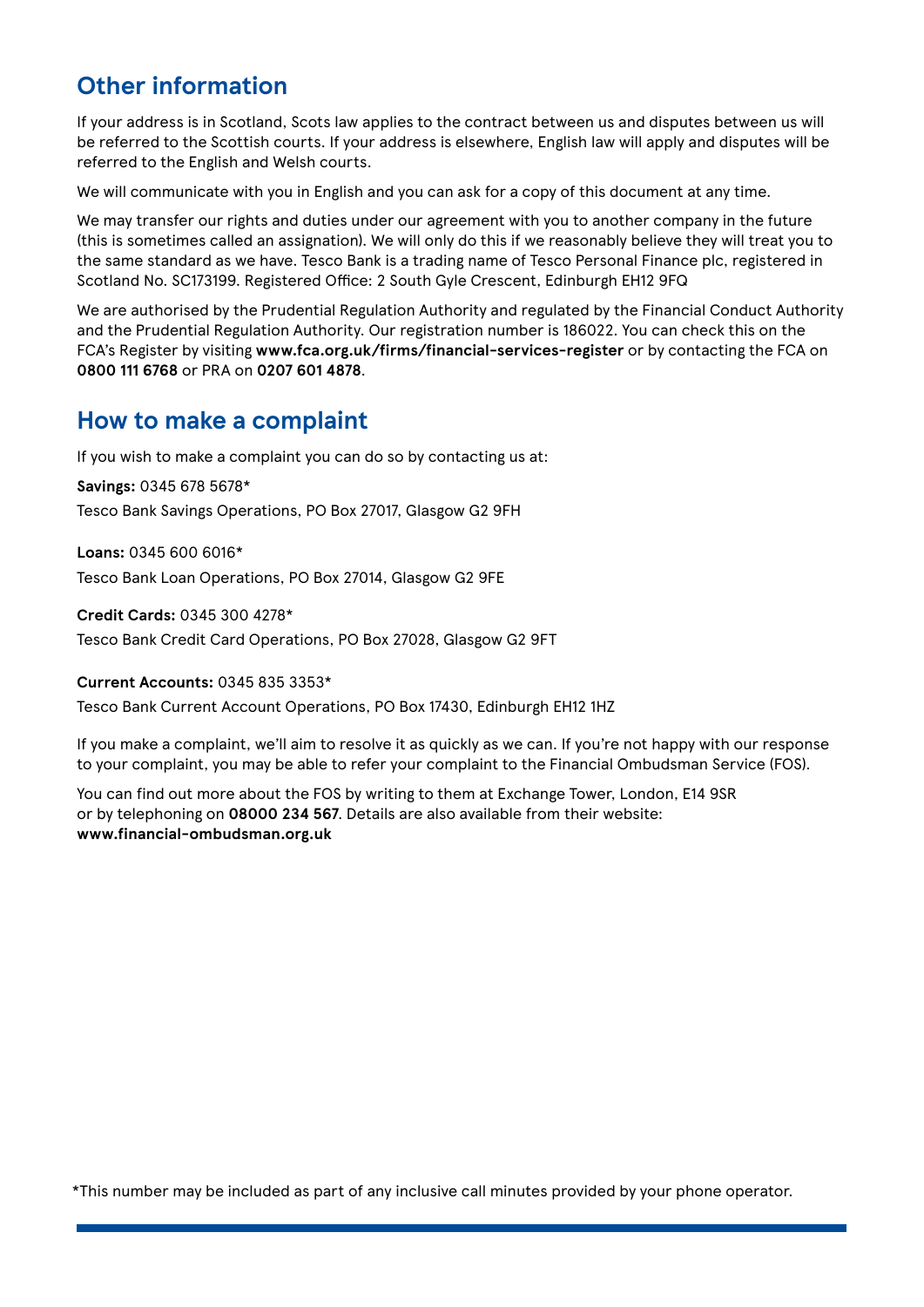## Other information

If your address is in Scotland, Scots law applies to the contract between us and disputes between us will be referred to the Scottish courts. If your address is elsewhere, English law will apply and disputes will be referred to the English and Welsh courts.

We will communicate with you in English and you can ask for a copy of this document at any time.

We may transfer our rights and duties under our agreement with you to another company in the future (this is sometimes called an assignation). We will only do this if we reasonably believe they will treat you to the same standard as we have. Tesco Bank is a trading name of Tesco Personal Finance plc, registered in Scotland No. SC173199. Registered Office: 2 South Gyle Crescent, Edinburgh EH12 9FQ

We are authorised by the Prudential Regulation Authority and regulated by the Financial Conduct Authority and the Prudential Regulation Authority. Our registration number is 186022. You can check this on the FCA's Register by visiting **www.fca.org.uk/firms/financial-services-register** or by contacting the FCA on **0800 111 6768** or PRA on **0207 601 4878**.

## How to make a complaint

If you wish to make a complaint you can do so by contacting us at:

**Savings:** 0345 678 5678*
Tesco Bank Savings Operations, PO Box 27017, Glasgow G2 9FH

**Loans:** 0345 600 6016*
Tesco Bank Loan Operations, PO Box 27014, Glasgow G2 9FE

**Credit Cards:** 0345 300 4278*
Tesco Bank Credit Card Operations, PO Box 27028, Glasgow G2 9FT

**Current Accounts:** 0345 835 3353*
Tesco Bank Current Account Operations, PO Box 17430, Edinburgh EH12 1HZ

If you make a complaint, we'll aim to resolve it as quickly as we can. If you're not happy with our response to your complaint, you may be able to refer your complaint to the Financial Ombudsman Service (FOS).

You can find out more about the FOS by writing to them at Exchange Tower, London, E14 9SR or by telephoning on **08000 234 567**. Details are also available from their website: **www.financial-ombudsman.org.uk**

*This number may be included as part of any inclusive call minutes provided by your phone operator.